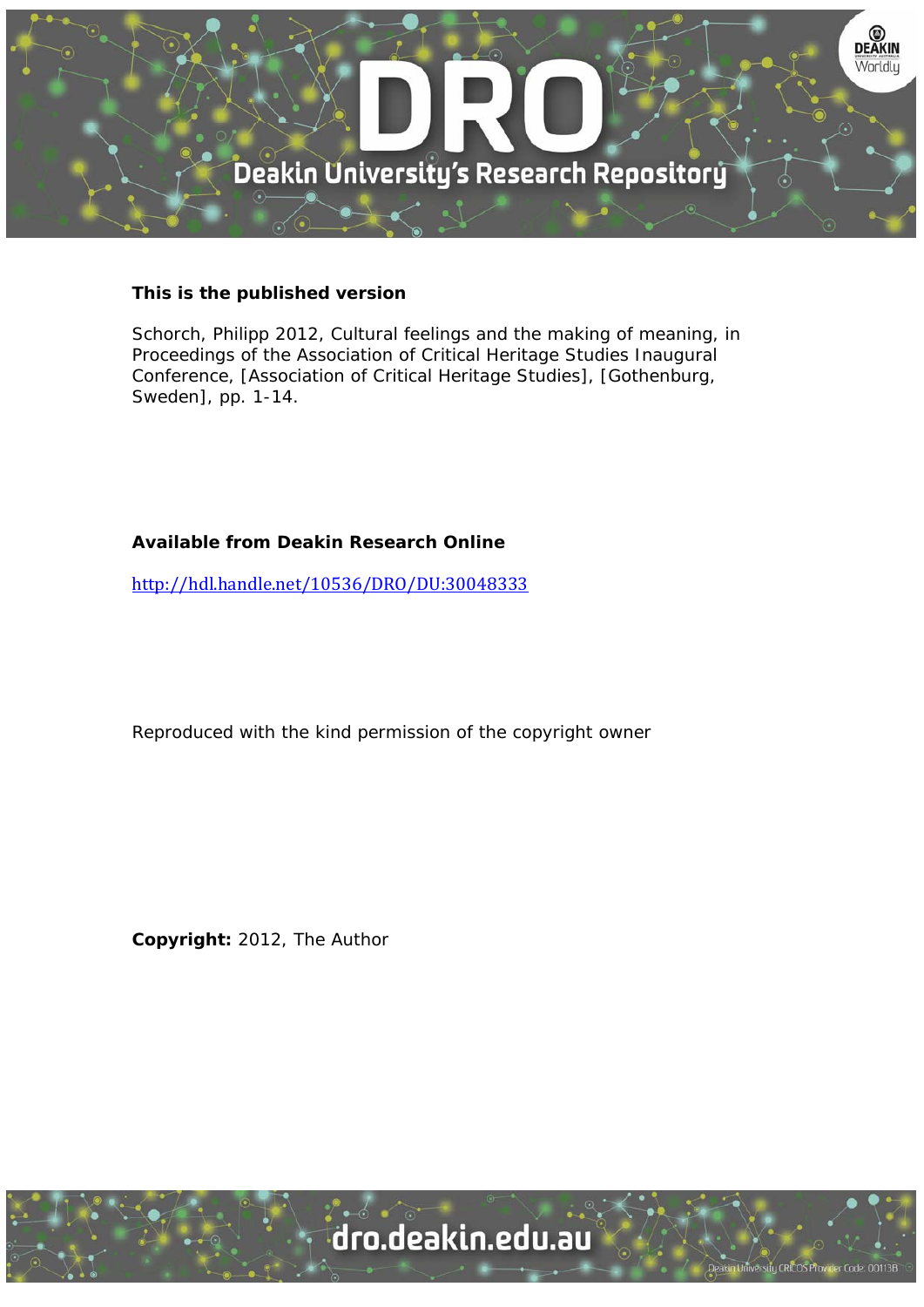**This is the published version**

Schorch, Philipp 2012, Cultural feelings and the making of meaning, in Proceedings of the Association of Critical Heritage Studies Inaugural Conference, [Association of Critical Heritage Studies], [Gothenburg, Sweden], pp. 1-14.

**Available from Deakin Research Online**

http://hdl.handle.net/10536/DRO/DU:30048333

Reproduced with the kind permission of the copyright owner

**Copyright:** 2012, The Author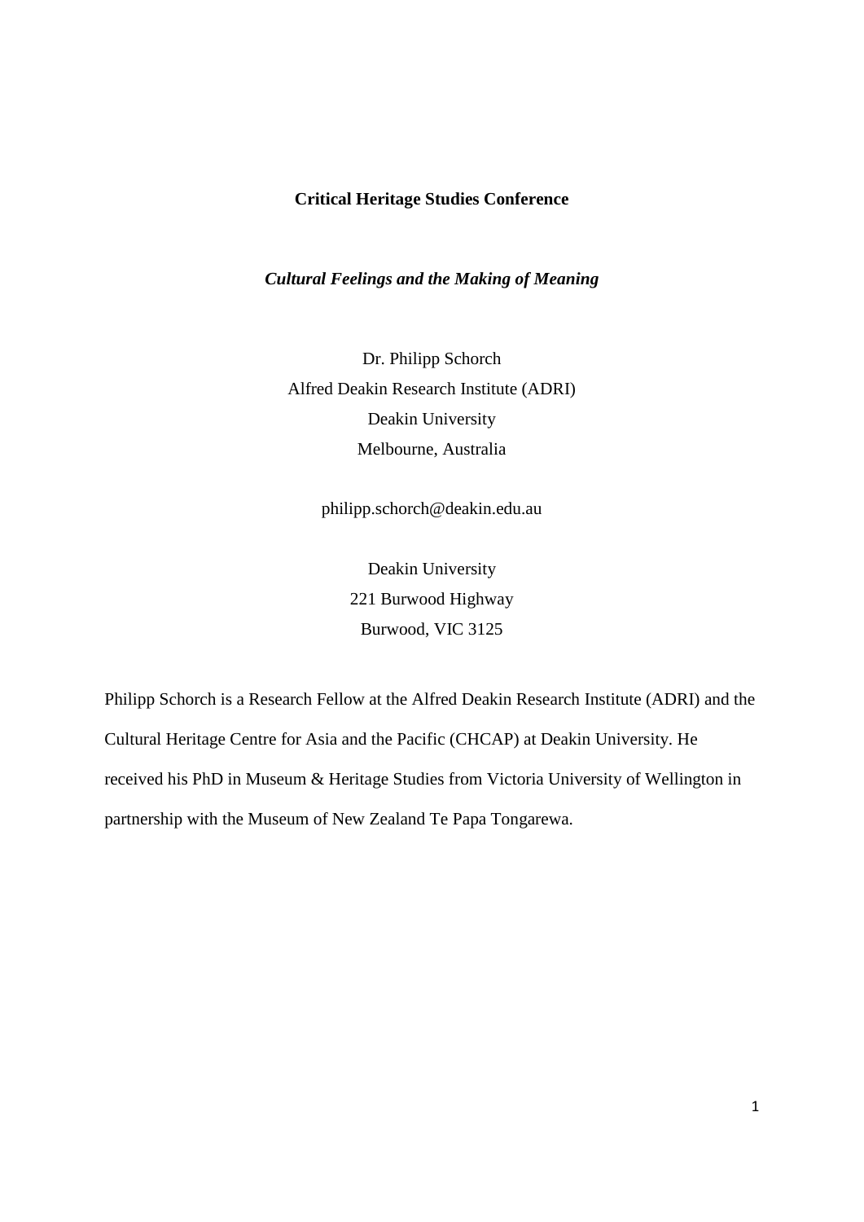**Critical Heritage Studies Conference**

***Cultural Feelings and the Making of Meaning***

Dr. Philipp Schorch
Alfred Deakin Research Institute (ADRI)
Deakin University
Melbourne, Australia

philipp.schorch@deakin.edu.au

Deakin University
221 Burwood Highway
Burwood, VIC 3125

Philipp Schorch is a Research Fellow at the Alfred Deakin Research Institute (ADRI) and the Cultural Heritage Centre for Asia and the Pacific (CHCAP) at Deakin University. He received his PhD in Museum & Heritage Studies from Victoria University of Wellington in partnership with the Museum of New Zealand Te Papa Tongarewa.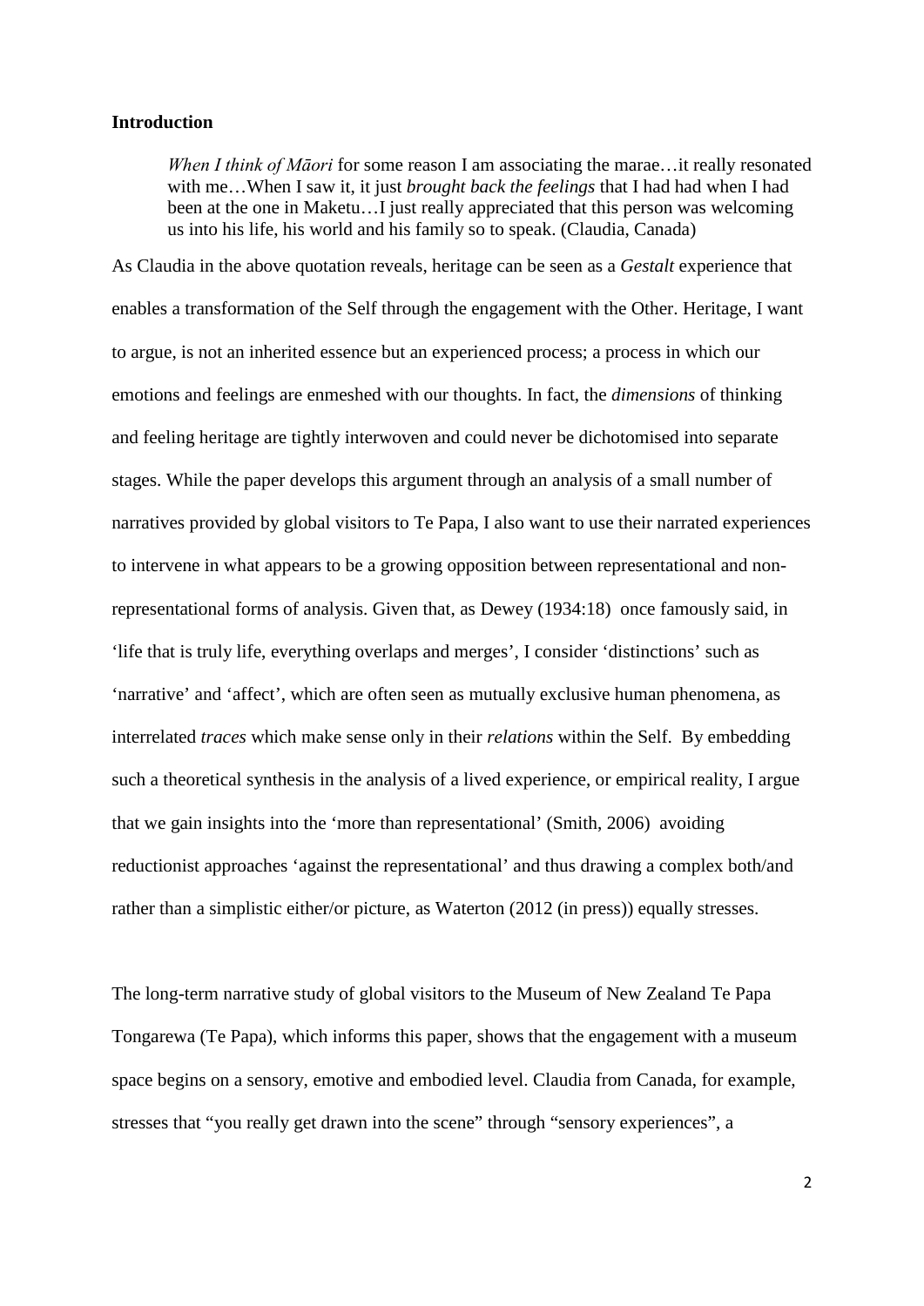**Introduction**

> *When I think of Māori* for some reason I am associating the marae…it really resonated with me…When I saw it, it just *brought back the feelings* that I had had when I had been at the one in Maketu…I just really appreciated that this person was welcoming us into his life, his world and his family so to speak. (Claudia, Canada)

As Claudia in the above quotation reveals, heritage can be seen as a *Gestalt* experience that enables a transformation of the Self through the engagement with the Other. Heritage, I want to argue, is not an inherited essence but an experienced process; a process in which our emotions and feelings are enmeshed with our thoughts. In fact, the *dimensions* of thinking and feeling heritage are tightly interwoven and could never be dichotomised into separate stages. While the paper develops this argument through an analysis of a small number of narratives provided by global visitors to Te Papa, I also want to use their narrated experiences to intervene in what appears to be a growing opposition between representational and non-representational forms of analysis. Given that, as Dewey (1934:18) once famously said, in 'life that is truly life, everything overlaps and merges', I consider 'distinctions' such as 'narrative' and 'affect', which are often seen as mutually exclusive human phenomena, as interrelated *traces* which make sense only in their *relations* within the Self. By embedding such a theoretical synthesis in the analysis of a lived experience, or empirical reality, I argue that we gain insights into the 'more than representational' (Smith, 2006) avoiding reductionist approaches 'against the representational' and thus drawing a complex both/and rather than a simplistic either/or picture, as Waterton (2012 (in press)) equally stresses.

The long-term narrative study of global visitors to the Museum of New Zealand Te Papa Tongarewa (Te Papa), which informs this paper, shows that the engagement with a museum space begins on a sensory, emotive and embodied level. Claudia from Canada, for example, stresses that "you really get drawn into the scene" through "sensory experiences", a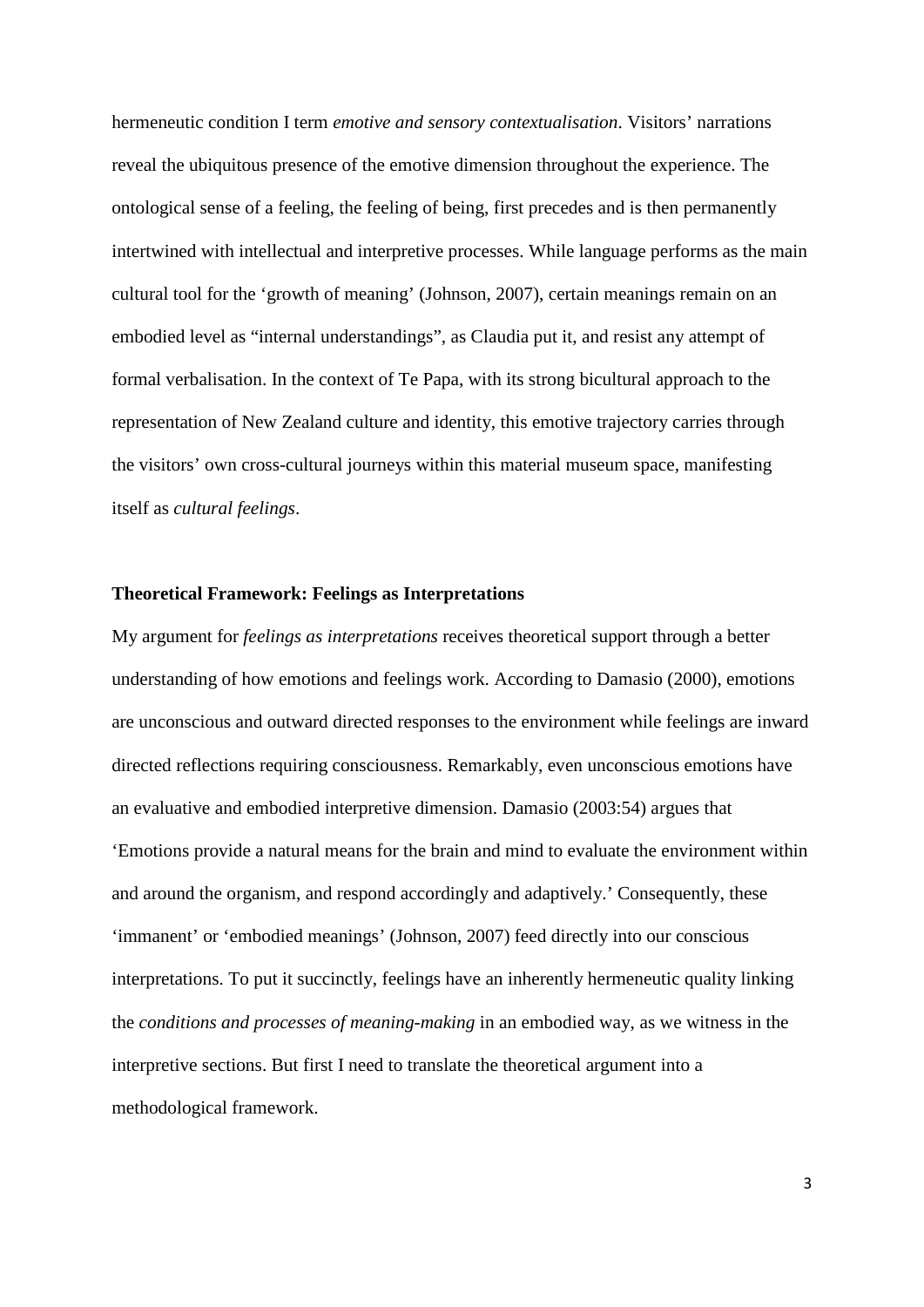hermeneutic condition I term *emotive and sensory contextualisation*. Visitors' narrations reveal the ubiquitous presence of the emotive dimension throughout the experience. The ontological sense of a feeling, the feeling of being, first precedes and is then permanently intertwined with intellectual and interpretive processes. While language performs as the main cultural tool for the 'growth of meaning' (Johnson, 2007), certain meanings remain on an embodied level as "internal understandings", as Claudia put it, and resist any attempt of formal verbalisation. In the context of Te Papa, with its strong bicultural approach to the representation of New Zealand culture and identity, this emotive trajectory carries through the visitors' own cross-cultural journeys within this material museum space, manifesting itself as *cultural feelings*.

## Theoretical Framework: Feelings as Interpretations

My argument for *feelings as interpretations* receives theoretical support through a better understanding of how emotions and feelings work. According to Damasio (2000), emotions are unconscious and outward directed responses to the environment while feelings are inward directed reflections requiring consciousness. Remarkably, even unconscious emotions have an evaluative and embodied interpretive dimension. Damasio (2003:54) argues that 'Emotions provide a natural means for the brain and mind to evaluate the environment within and around the organism, and respond accordingly and adaptively.' Consequently, these 'immanent' or 'embodied meanings' (Johnson, 2007) feed directly into our conscious interpretations. To put it succinctly, feelings have an inherently hermeneutic quality linking the *conditions and processes of meaning-making* in an embodied way, as we witness in the interpretive sections. But first I need to translate the theoretical argument into a methodological framework.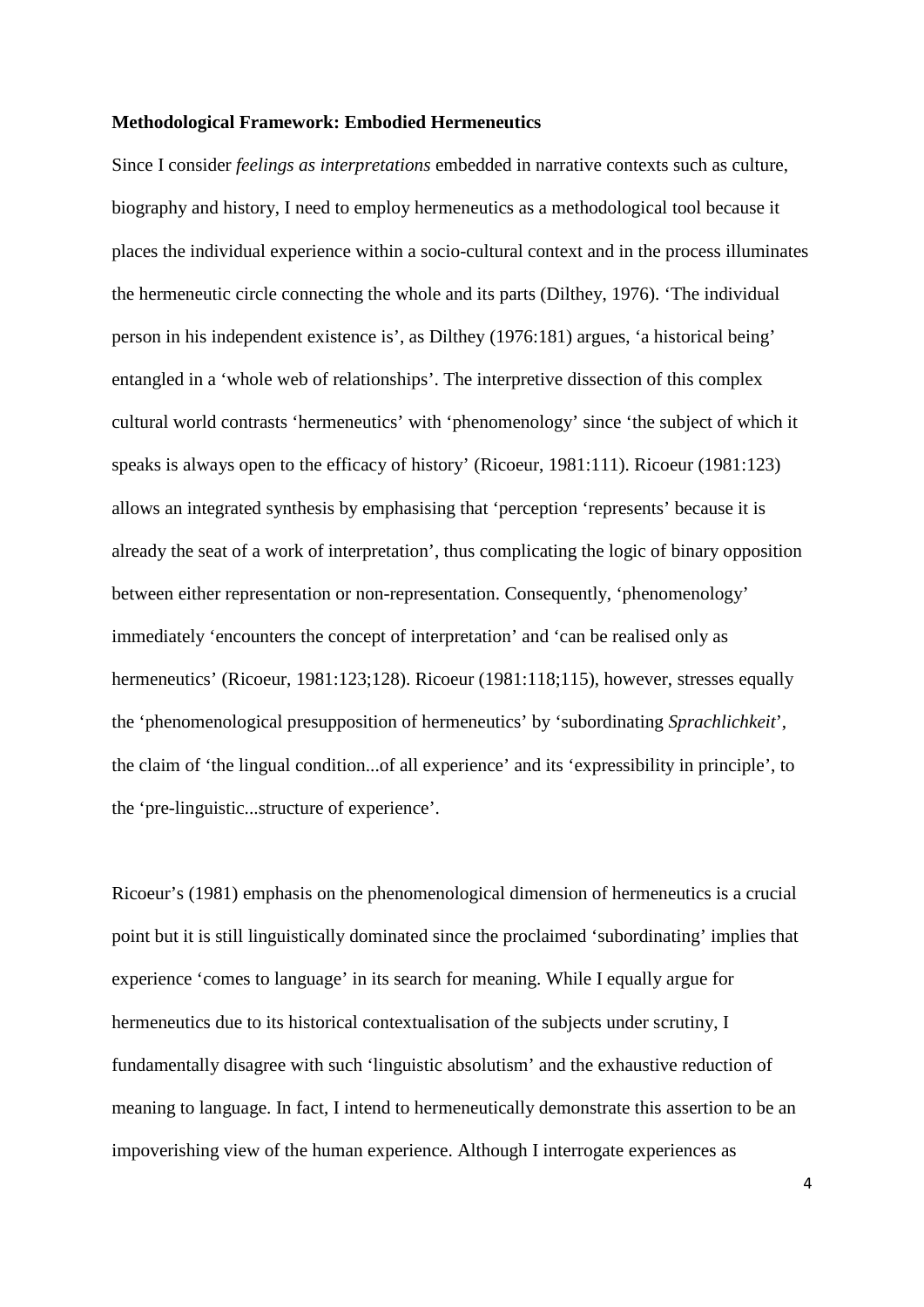**Methodological Framework: Embodied Hermeneutics**

Since I consider *feelings as interpretations* embedded in narrative contexts such as culture, biography and history, I need to employ hermeneutics as a methodological tool because it places the individual experience within a socio-cultural context and in the process illuminates the hermeneutic circle connecting the whole and its parts (Dilthey, 1976). 'The individual person in his independent existence is', as Dilthey (1976:181) argues, 'a historical being' entangled in a 'whole web of relationships'. The interpretive dissection of this complex cultural world contrasts 'hermeneutics' with 'phenomenology' since 'the subject of which it speaks is always open to the efficacy of history' (Ricoeur, 1981:111). Ricoeur (1981:123) allows an integrated synthesis by emphasising that 'perception 'represents' because it is already the seat of a work of interpretation', thus complicating the logic of binary opposition between either representation or non-representation. Consequently, 'phenomenology' immediately 'encounters the concept of interpretation' and 'can be realised only as hermeneutics' (Ricoeur, 1981:123;128). Ricoeur (1981:118;115), however, stresses equally the 'phenomenological presupposition of hermeneutics' by 'subordinating *Sprachlichkeit*', the claim of 'the lingual condition...of all experience' and its 'expressibility in principle', to the 'pre-linguistic...structure of experience'.

Ricoeur's (1981) emphasis on the phenomenological dimension of hermeneutics is a crucial point but it is still linguistically dominated since the proclaimed 'subordinating' implies that experience 'comes to language' in its search for meaning. While I equally argue for hermeneutics due to its historical contextualisation of the subjects under scrutiny, I fundamentally disagree with such 'linguistic absolutism' and the exhaustive reduction of meaning to language. In fact, I intend to hermeneutically demonstrate this assertion to be an impoverishing view of the human experience. Although I interrogate experiences as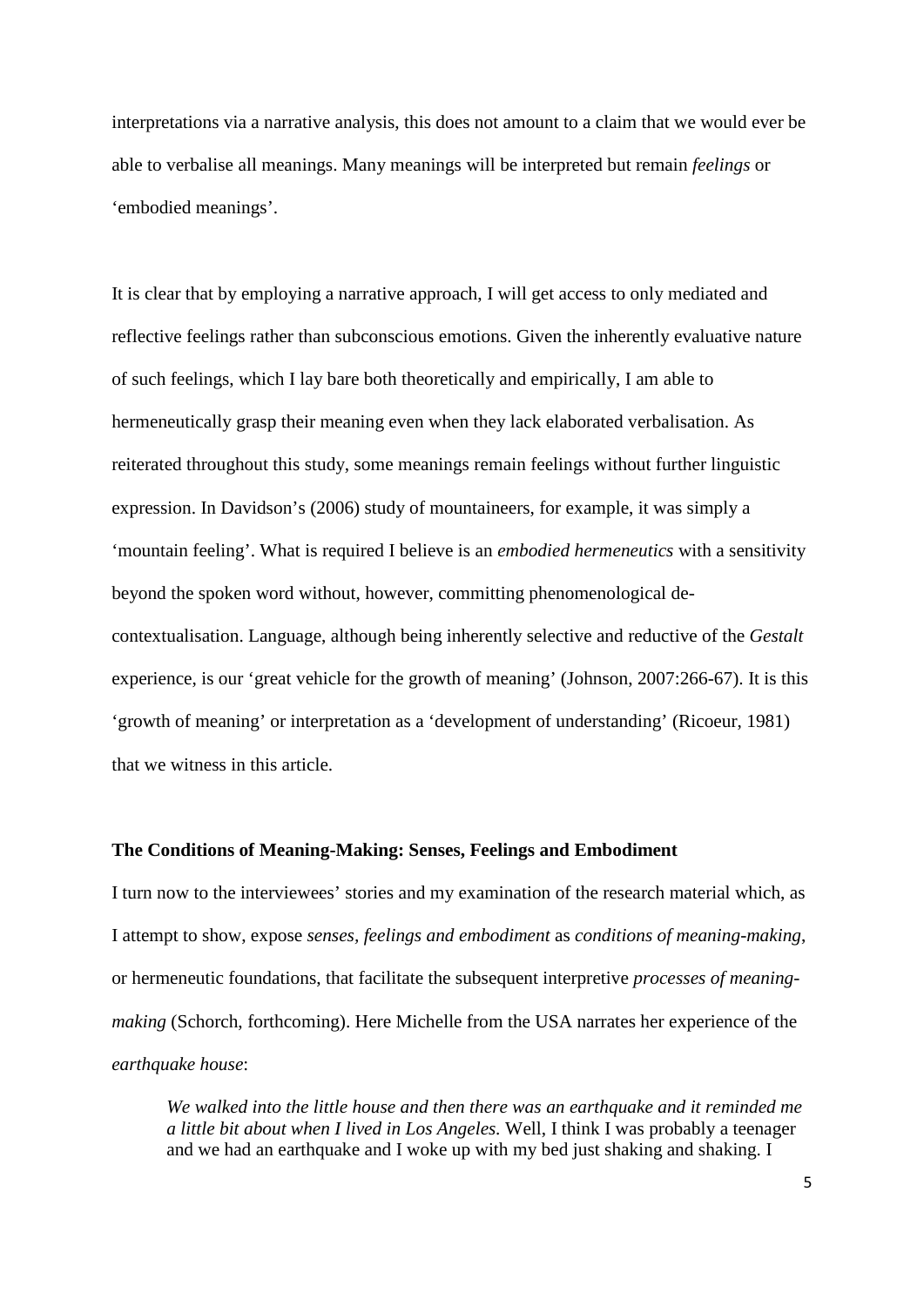interpretations via a narrative analysis, this does not amount to a claim that we would ever be able to verbalise all meanings. Many meanings will be interpreted but remain *feelings* or 'embodied meanings'.

It is clear that by employing a narrative approach, I will get access to only mediated and reflective feelings rather than subconscious emotions. Given the inherently evaluative nature of such feelings, which I lay bare both theoretically and empirically, I am able to hermeneutically grasp their meaning even when they lack elaborated verbalisation. As reiterated throughout this study, some meanings remain feelings without further linguistic expression. In Davidson's (2006) study of mountaineers, for example, it was simply a 'mountain feeling'. What is required I believe is an *embodied hermeneutics* with a sensitivity beyond the spoken word without, however, committing phenomenological de-contextualisation. Language, although being inherently selective and reductive of the *Gestalt* experience, is our 'great vehicle for the growth of meaning' (Johnson, 2007:266-67). It is this 'growth of meaning' or interpretation as a 'development of understanding' (Ricoeur, 1981) that we witness in this article.

**The Conditions of Meaning-Making: Senses, Feelings and Embodiment**

I turn now to the interviewees' stories and my examination of the research material which, as I attempt to show, expose *senses, feelings and embodiment* as *conditions of meaning-making*, or hermeneutic foundations, that facilitate the subsequent interpretive *processes of meaning-making* (Schorch, forthcoming). Here Michelle from the USA narrates her experience of the *earthquake house*:

> *We walked into the little house and then there was an earthquake and it reminded me a little bit about when I lived in Los Angeles.* Well, I think I was probably a teenager and we had an earthquake and I woke up with my bed just shaking and shaking. I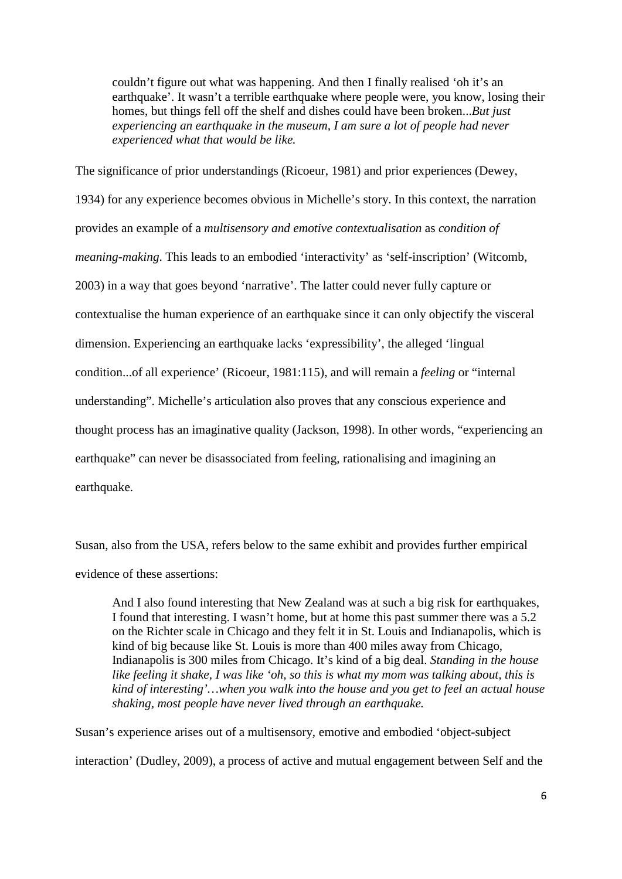> couldn't figure out what was happening. And then I finally realised 'oh it's an earthquake'. It wasn't a terrible earthquake where people were, you know, losing their homes, but things fell off the shelf and dishes could have been broken...*But just experiencing an earthquake in the museum, I am sure a lot of people had never experienced what that would be like.*

The significance of prior understandings (Ricoeur, 1981) and prior experiences (Dewey, 1934) for any experience becomes obvious in Michelle's story. In this context, the narration provides an example of a *multisensory and emotive contextualisation* as *condition of meaning-making*. This leads to an embodied 'interactivity' as 'self-inscription' (Witcomb, 2003) in a way that goes beyond 'narrative'. The latter could never fully capture or contextualise the human experience of an earthquake since it can only objectify the visceral dimension. Experiencing an earthquake lacks 'expressibility', the alleged 'lingual condition...of all experience' (Ricoeur, 1981:115), and will remain a *feeling* or "internal understanding". Michelle's articulation also proves that any conscious experience and thought process has an imaginative quality (Jackson, 1998). In other words, "experiencing an earthquake" can never be disassociated from feeling, rationalising and imagining an earthquake.

Susan, also from the USA, refers below to the same exhibit and provides further empirical evidence of these assertions:

> And I also found interesting that New Zealand was at such a big risk for earthquakes, I found that interesting. I wasn't home, but at home this past summer there was a 5.2 on the Richter scale in Chicago and they felt it in St. Louis and Indianapolis, which is kind of big because like St. Louis is more than 400 miles away from Chicago, Indianapolis is 300 miles from Chicago. It's kind of a big deal. *Standing in the house like feeling it shake, I was like 'oh, so this is what my mom was talking about, this is kind of interesting'…when you walk into the house and you get to feel an actual house shaking, most people have never lived through an earthquake.*

Susan's experience arises out of a multisensory, emotive and embodied 'object-subject interaction' (Dudley, 2009), a process of active and mutual engagement between Self and the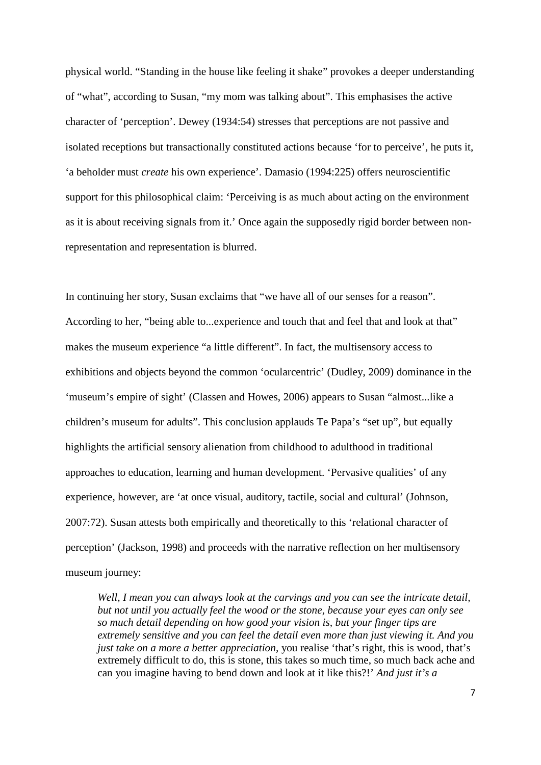physical world. "Standing in the house like feeling it shake" provokes a deeper understanding of "what", according to Susan, "my mom was talking about". This emphasises the active character of 'perception'. Dewey (1934:54) stresses that perceptions are not passive and isolated receptions but transactionally constituted actions because 'for to perceive', he puts it, 'a beholder must *create* his own experience'. Damasio (1994:225) offers neuroscientific support for this philosophical claim: 'Perceiving is as much about acting on the environment as it is about receiving signals from it.' Once again the supposedly rigid border between non-representation and representation is blurred.

In continuing her story, Susan exclaims that "we have all of our senses for a reason". According to her, "being able to...experience and touch that and feel that and look at that" makes the museum experience "a little different". In fact, the multisensory access to exhibitions and objects beyond the common 'ocularcentric' (Dudley, 2009) dominance in the 'museum's empire of sight' (Classen and Howes, 2006) appears to Susan "almost...like a children's museum for adults". This conclusion applauds Te Papa's "set up", but equally highlights the artificial sensory alienation from childhood to adulthood in traditional approaches to education, learning and human development. 'Pervasive qualities' of any experience, however, are 'at once visual, auditory, tactile, social and cultural' (Johnson, 2007:72). Susan attests both empirically and theoretically to this 'relational character of perception' (Jackson, 1998) and proceeds with the narrative reflection on her multisensory museum journey:

> *Well, I mean you can always look at the carvings and you can see the intricate detail, but not until you actually feel the wood or the stone, because your eyes can only see so much detail depending on how good your vision is, but your finger tips are extremely sensitive and you can feel the detail even more than just viewing it. And you just take on a more a better appreciation,* you realise 'that's right, this is wood, that's extremely difficult to do, this is stone, this takes so much time, so much back ache and can you imagine having to bend down and look at it like this?!' *And just it's a*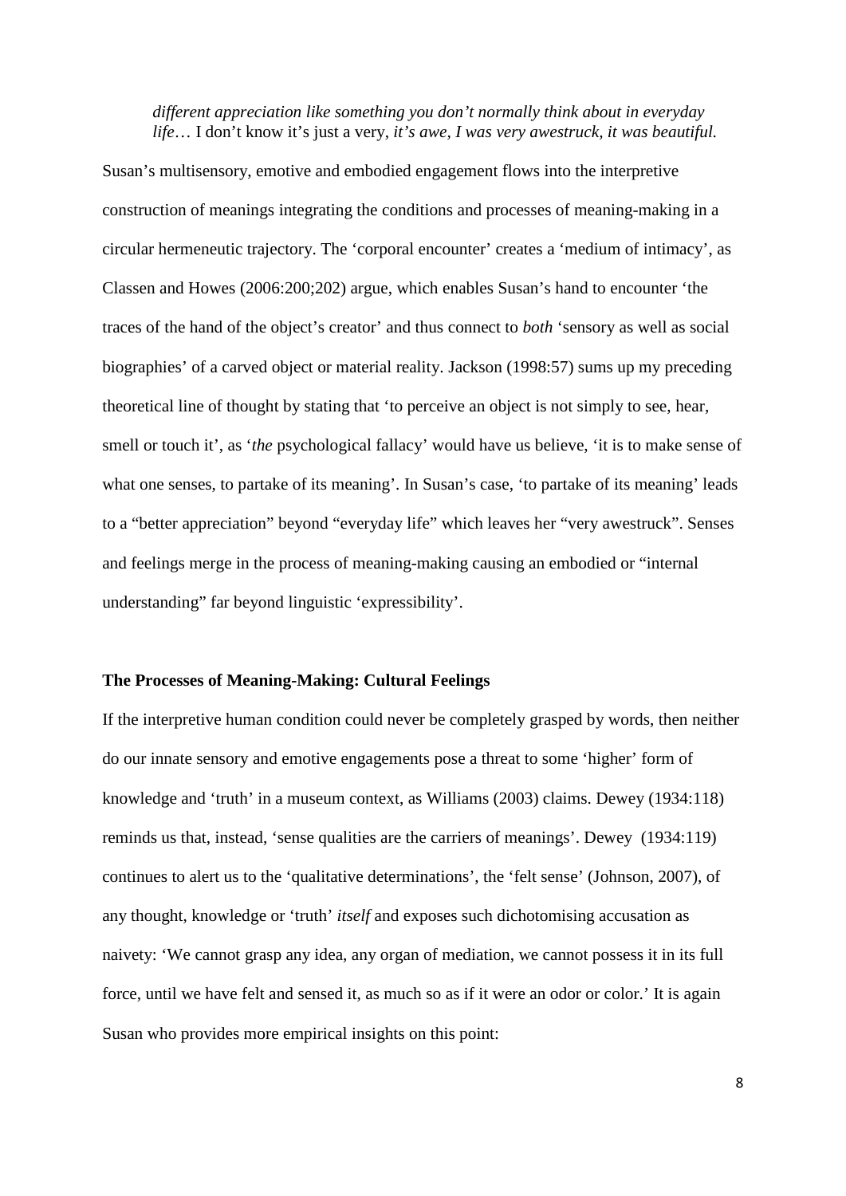> *different appreciation like something you don't normally think about in everyday life*… I don't know it's just a very, *it's awe, I was very awestruck, it was beautiful.*

Susan's multisensory, emotive and embodied engagement flows into the interpretive construction of meanings integrating the conditions and processes of meaning-making in a circular hermeneutic trajectory. The 'corporal encounter' creates a 'medium of intimacy', as Classen and Howes (2006:200;202) argue, which enables Susan's hand to encounter 'the traces of the hand of the object's creator' and thus connect to *both* 'sensory as well as social biographies' of a carved object or material reality. Jackson (1998:57) sums up my preceding theoretical line of thought by stating that 'to perceive an object is not simply to see, hear, smell or touch it', as '*the* psychological fallacy' would have us believe, 'it is to make sense of what one senses, to partake of its meaning'. In Susan's case, 'to partake of its meaning' leads to a "better appreciation" beyond "everyday life" which leaves her "very awestruck". Senses and feelings merge in the process of meaning-making causing an embodied or "internal understanding" far beyond linguistic 'expressibility'.

## The Processes of Meaning-Making: Cultural Feelings

If the interpretive human condition could never be completely grasped by words, then neither do our innate sensory and emotive engagements pose a threat to some 'higher' form of knowledge and 'truth' in a museum context, as Williams (2003) claims. Dewey (1934:118) reminds us that, instead, 'sense qualities are the carriers of meanings'. Dewey (1934:119) continues to alert us to the 'qualitative determinations', the 'felt sense' (Johnson, 2007), of any thought, knowledge or 'truth' *itself* and exposes such dichotomising accusation as naivety: 'We cannot grasp any idea, any organ of mediation, we cannot possess it in its full force, until we have felt and sensed it, as much so as if it were an odor or color.' It is again Susan who provides more empirical insights on this point: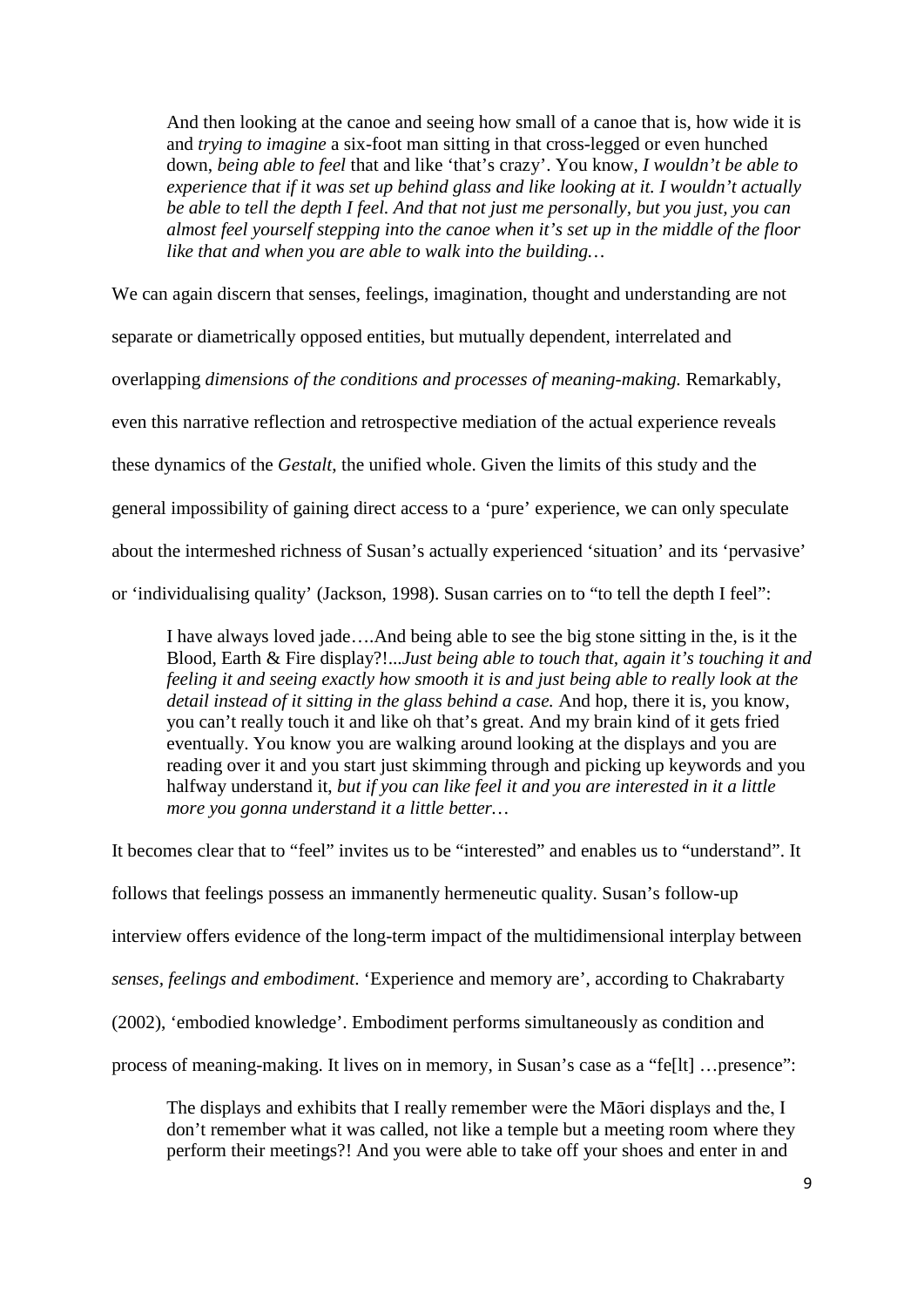> And then looking at the canoe and seeing how small of a canoe that is, how wide it is and *trying to imagine* a six-foot man sitting in that cross-legged or even hunched down, *being able to feel* that and like 'that's crazy'. You know, *I wouldn't be able to experience that if it was set up behind glass and like looking at it. I wouldn't actually be able to tell the depth I feel. And that not just me personally, but you just, you can almost feel yourself stepping into the canoe when it's set up in the middle of the floor like that and when you are able to walk into the building…*

We can again discern that senses, feelings, imagination, thought and understanding are not separate or diametrically opposed entities, but mutually dependent, interrelated and overlapping *dimensions of the conditions and processes of meaning-making.* Remarkably, even this narrative reflection and retrospective mediation of the actual experience reveals these dynamics of the *Gestalt*, the unified whole. Given the limits of this study and the general impossibility of gaining direct access to a 'pure' experience, we can only speculate about the intermeshed richness of Susan's actually experienced 'situation' and its 'pervasive' or 'individualising quality' (Jackson, 1998). Susan carries on to "to tell the depth I feel":

> I have always loved jade….And being able to see the big stone sitting in the, is it the Blood, Earth & Fire display?!...*Just being able to touch that, again it's touching it and feeling it and seeing exactly how smooth it is and just being able to really look at the detail instead of it sitting in the glass behind a case.* And hop, there it is, you know, you can't really touch it and like oh that's great. And my brain kind of it gets fried eventually. You know you are walking around looking at the displays and you are reading over it and you start just skimming through and picking up keywords and you halfway understand it, *but if you can like feel it and you are interested in it a little more you gonna understand it a little better…*

It becomes clear that to "feel" invites us to be "interested" and enables us to "understand". It follows that feelings possess an immanently hermeneutic quality. Susan's follow-up interview offers evidence of the long-term impact of the multidimensional interplay between *senses, feelings and embodiment*. 'Experience and memory are', according to Chakrabarty (2002), 'embodied knowledge'. Embodiment performs simultaneously as condition and process of meaning-making. It lives on in memory, in Susan's case as a "fe[lt] …presence":

> The displays and exhibits that I really remember were the Māori displays and the, I don't remember what it was called, not like a temple but a meeting room where they perform their meetings?! And you were able to take off your shoes and enter in and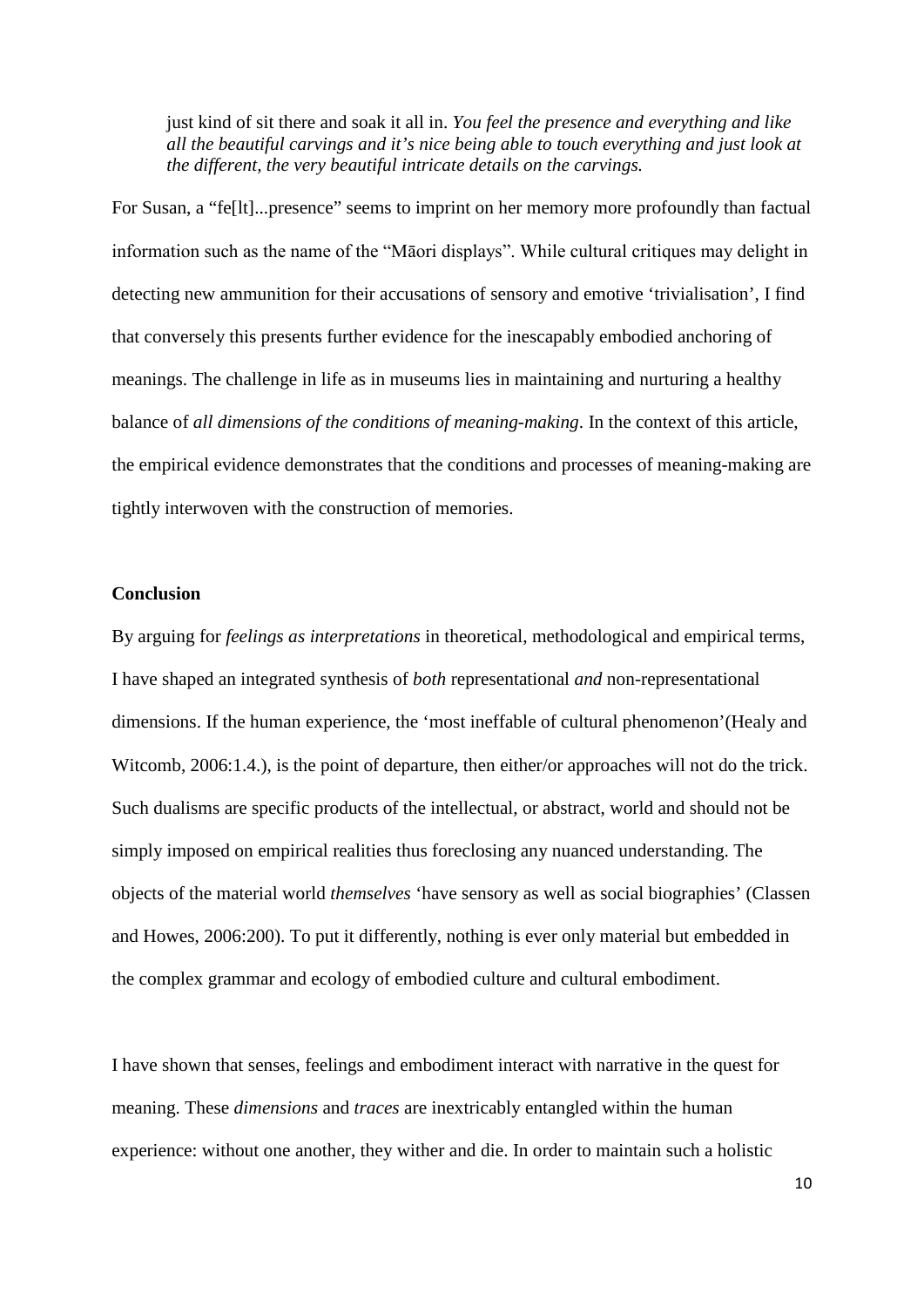> just kind of sit there and soak it all in. *You feel the presence and everything and like all the beautiful carvings and it's nice being able to touch everything and just look at the different, the very beautiful intricate details on the carvings.*

For Susan, a "fe[lt]...presence" seems to imprint on her memory more profoundly than factual information such as the name of the "Māori displays". While cultural critiques may delight in detecting new ammunition for their accusations of sensory and emotive 'trivialisation', I find that conversely this presents further evidence for the inescapably embodied anchoring of meanings. The challenge in life as in museums lies in maintaining and nurturing a healthy balance of *all dimensions of the conditions of meaning-making*. In the context of this article, the empirical evidence demonstrates that the conditions and processes of meaning-making are tightly interwoven with the construction of memories.

## Conclusion

By arguing for *feelings as interpretations* in theoretical, methodological and empirical terms, I have shaped an integrated synthesis of *both* representational *and* non-representational dimensions. If the human experience, the 'most ineffable of cultural phenomenon'(Healy and Witcomb, 2006:1.4.), is the point of departure, then either/or approaches will not do the trick. Such dualisms are specific products of the intellectual, or abstract, world and should not be simply imposed on empirical realities thus foreclosing any nuanced understanding. The objects of the material world *themselves* 'have sensory as well as social biographies' (Classen and Howes, 2006:200). To put it differently, nothing is ever only material but embedded in the complex grammar and ecology of embodied culture and cultural embodiment.

I have shown that senses, feelings and embodiment interact with narrative in the quest for meaning. These *dimensions* and *traces* are inextricably entangled within the human experience: without one another, they wither and die. In order to maintain such a holistic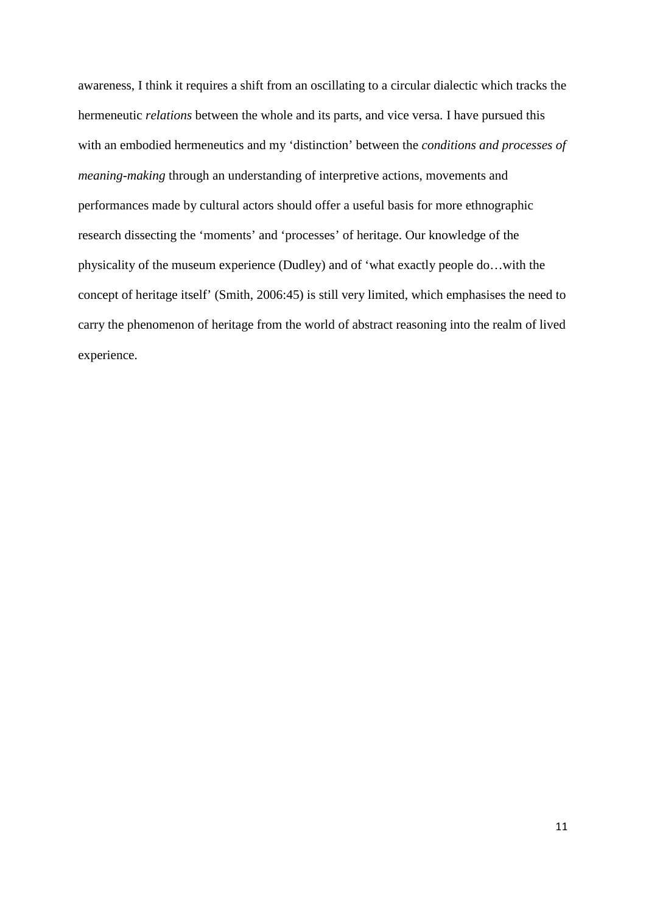awareness, I think it requires a shift from an oscillating to a circular dialectic which tracks the hermeneutic *relations* between the whole and its parts, and vice versa. I have pursued this with an embodied hermeneutics and my 'distinction' between the *conditions and processes of meaning-making* through an understanding of interpretive actions, movements and performances made by cultural actors should offer a useful basis for more ethnographic research dissecting the 'moments' and 'processes' of heritage. Our knowledge of the physicality of the museum experience (Dudley) and of 'what exactly people do…with the concept of heritage itself' (Smith, 2006:45) is still very limited, which emphasises the need to carry the phenomenon of heritage from the world of abstract reasoning into the realm of lived experience.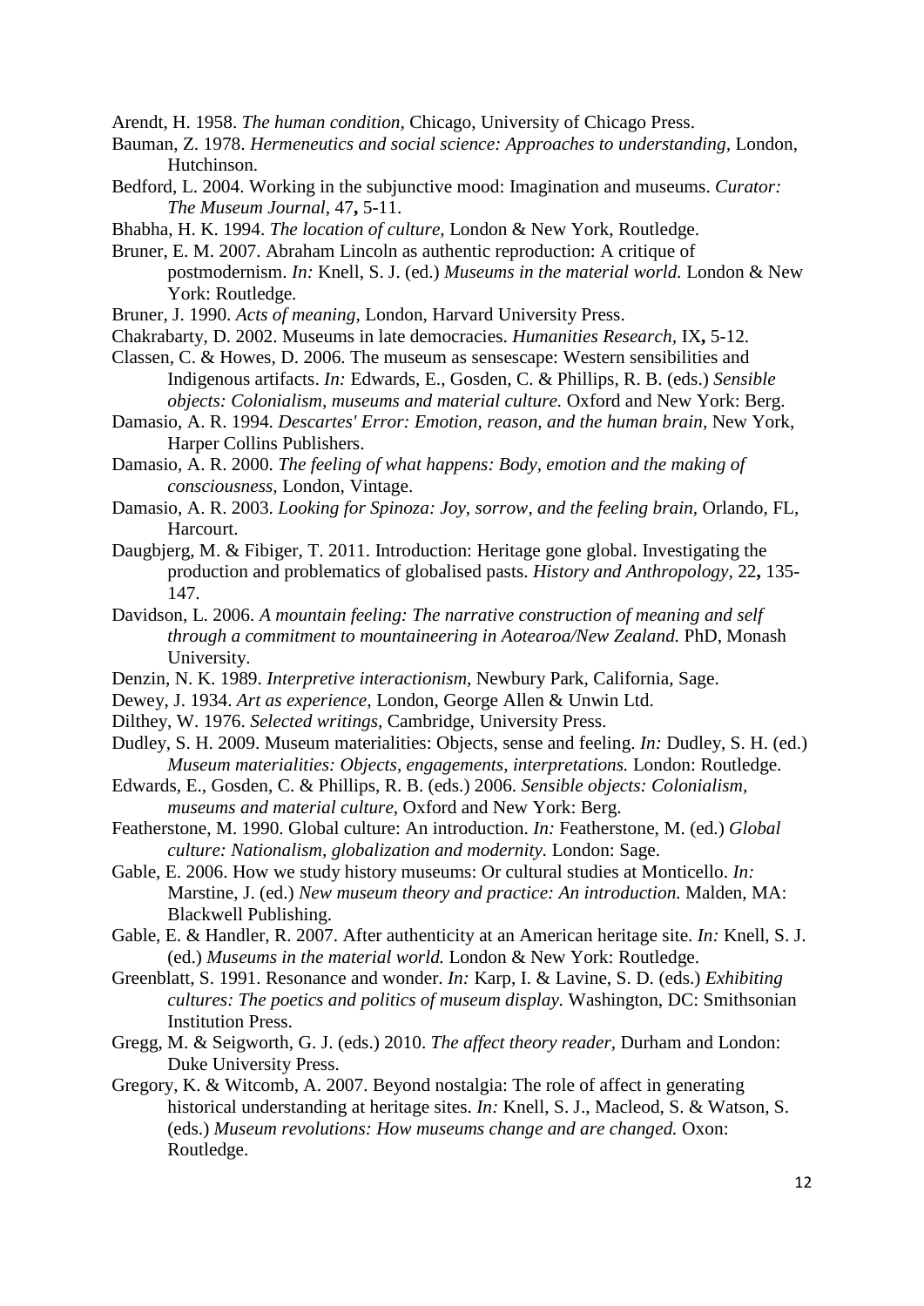Arendt, H. 1958. *The human condition,* Chicago, University of Chicago Press.

Bauman, Z. 1978. *Hermeneutics and social science: Approaches to understanding,* London, Hutchinson.

Bedford, L. 2004. Working in the subjunctive mood: Imagination and museums. *Curator: The Museum Journal,* 47**,** 5-11.

Bhabha, H. K. 1994. *The location of culture,* London & New York, Routledge.

Bruner, E. M. 2007. Abraham Lincoln as authentic reproduction: A critique of postmodernism. *In:* Knell, S. J. (ed.) *Museums in the material world.* London & New York: Routledge.

Bruner, J. 1990. *Acts of meaning,* London, Harvard University Press.

Chakrabarty, D. 2002. Museums in late democracies. *Humanities Research,* IX**,** 5-12.

Classen, C. & Howes, D. 2006. The museum as sensescape: Western sensibilities and Indigenous artifacts. *In:* Edwards, E., Gosden, C. & Phillips, R. B. (eds.) *Sensible objects: Colonialism, museums and material culture.* Oxford and New York: Berg.

Damasio, A. R. 1994. *Descartes' Error: Emotion, reason, and the human brain,* New York, Harper Collins Publishers.

Damasio, A. R. 2000. *The feeling of what happens: Body, emotion and the making of consciousness,* London, Vintage.

Damasio, A. R. 2003. *Looking for Spinoza: Joy, sorrow, and the feeling brain,* Orlando, FL, Harcourt.

Daugbjerg, M. & Fibiger, T. 2011. Introduction: Heritage gone global. Investigating the production and problematics of globalised pasts. *History and Anthropology,* 22**,** 135-147.

Davidson, L. 2006. *A mountain feeling: The narrative construction of meaning and self through a commitment to mountaineering in Aotearoa/New Zealand.* PhD, Monash University.

Denzin, N. K. 1989. *Interpretive interactionism,* Newbury Park, California, Sage.

Dewey, J. 1934. *Art as experience,* London, George Allen & Unwin Ltd.

Dilthey, W. 1976. *Selected writings,* Cambridge, University Press.

Dudley, S. H. 2009. Museum materialities: Objects, sense and feeling. *In:* Dudley, S. H. (ed.) *Museum materialities: Objects, engagements, interpretations.* London: Routledge.

Edwards, E., Gosden, C. & Phillips, R. B. (eds.) 2006. *Sensible objects: Colonialism, museums and material culture,* Oxford and New York: Berg.

Featherstone, M. 1990. Global culture: An introduction. *In:* Featherstone, M. (ed.) *Global culture: Nationalism, globalization and modernity.* London: Sage.

Gable, E. 2006. How we study history museums: Or cultural studies at Monticello. *In:* Marstine, J. (ed.) *New museum theory and practice: An introduction.* Malden, MA: Blackwell Publishing.

Gable, E. & Handler, R. 2007. After authenticity at an American heritage site. *In:* Knell, S. J. (ed.) *Museums in the material world.* London & New York: Routledge.

Greenblatt, S. 1991. Resonance and wonder. *In:* Karp, I. & Lavine, S. D. (eds.) *Exhibiting cultures: The poetics and politics of museum display.* Washington, DC: Smithsonian Institution Press.

Gregg, M. & Seigworth, G. J. (eds.) 2010. *The affect theory reader,* Durham and London: Duke University Press.

Gregory, K. & Witcomb, A. 2007. Beyond nostalgia: The role of affect in generating historical understanding at heritage sites. *In:* Knell, S. J., Macleod, S. & Watson, S. (eds.) *Museum revolutions: How museums change and are changed.* Oxon: Routledge.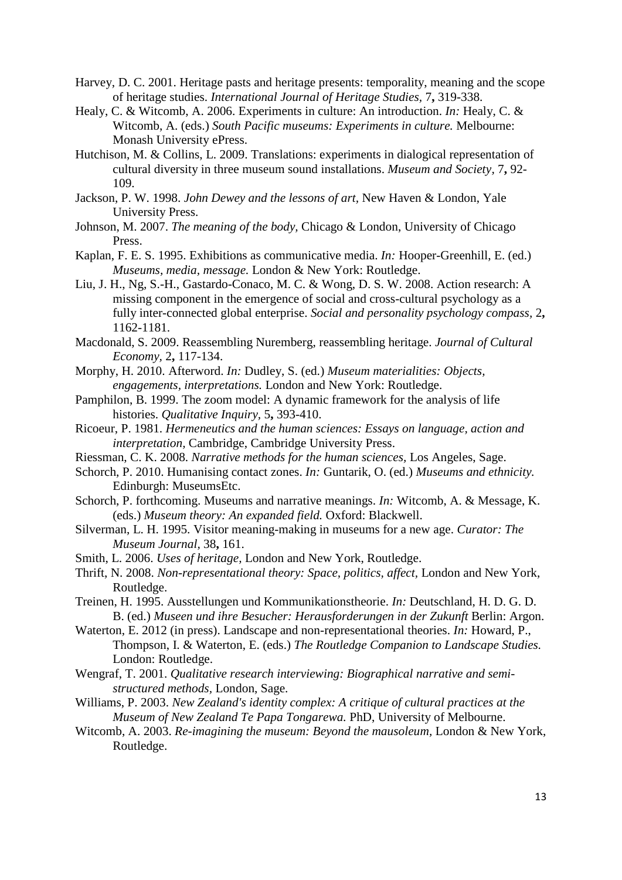Harvey, D. C. 2001. Heritage pasts and heritage presents: temporality, meaning and the scope of heritage studies. *International Journal of Heritage Studies,* 7**,** 319-338.

Healy, C. & Witcomb, A. 2006. Experiments in culture: An introduction. *In:* Healy, C. & Witcomb, A. (eds.) *South Pacific museums: Experiments in culture.* Melbourne: Monash University ePress.

Hutchison, M. & Collins, L. 2009. Translations: experiments in dialogical representation of cultural diversity in three museum sound installations. *Museum and Society,* 7**,** 92-109.

Jackson, P. W. 1998. *John Dewey and the lessons of art,* New Haven & London, Yale University Press.

Johnson, M. 2007. *The meaning of the body,* Chicago & London, University of Chicago Press.

Kaplan, F. E. S. 1995. Exhibitions as communicative media. *In:* Hooper-Greenhill, E. (ed.) *Museums, media, message.* London & New York: Routledge.

Liu, J. H., Ng, S.-H., Gastardo-Conaco, M. C. & Wong, D. S. W. 2008. Action research: A missing component in the emergence of social and cross-cultural psychology as a fully inter-connected global enterprise. *Social and personality psychology compass,* 2**,** 1162-1181.

Macdonald, S. 2009. Reassembling Nuremberg, reassembling heritage. *Journal of Cultural Economy,* 2**,** 117-134.

Morphy, H. 2010. Afterword. *In:* Dudley, S. (ed.) *Museum materialities: Objects, engagements, interpretations.* London and New York: Routledge.

Pamphilon, B. 1999. The zoom model: A dynamic framework for the analysis of life histories. *Qualitative Inquiry,* 5**,** 393-410.

Ricoeur, P. 1981. *Hermeneutics and the human sciences: Essays on language, action and interpretation,* Cambridge, Cambridge University Press.

Riessman, C. K. 2008. *Narrative methods for the human sciences,* Los Angeles, Sage.

Schorch, P. 2010. Humanising contact zones. *In:* Guntarik, O. (ed.) *Museums and ethnicity.* Edinburgh: MuseumsEtc.

Schorch, P. forthcoming. Museums and narrative meanings. *In:* Witcomb, A. & Message, K. (eds.) *Museum theory: An expanded field.* Oxford: Blackwell.

Silverman, L. H. 1995. Visitor meaning-making in museums for a new age. *Curator: The Museum Journal,* 38**,** 161.

Smith, L. 2006. *Uses of heritage,* London and New York, Routledge.

Thrift, N. 2008. *Non-representational theory: Space, politics, affect,* London and New York, Routledge.

Treinen, H. 1995. Ausstellungen und Kommunikationstheorie. *In:* Deutschland, H. D. G. D. B. (ed.) *Museen und ihre Besucher: Herausforderungen in der Zukunft* Berlin: Argon.

Waterton, E. 2012 (in press). Landscape and non-representational theories. *In:* Howard, P., Thompson, I. & Waterton, E. (eds.) *The Routledge Companion to Landscape Studies.* London: Routledge.

Wengraf, T. 2001. *Qualitative research interviewing: Biographical narrative and semi-structured methods,* London, Sage.

Williams, P. 2003. *New Zealand's identity complex: A critique of cultural practices at the Museum of New Zealand Te Papa Tongarewa.* PhD, University of Melbourne.

Witcomb, A. 2003. *Re-imagining the museum: Beyond the mausoleum,* London & New York, Routledge.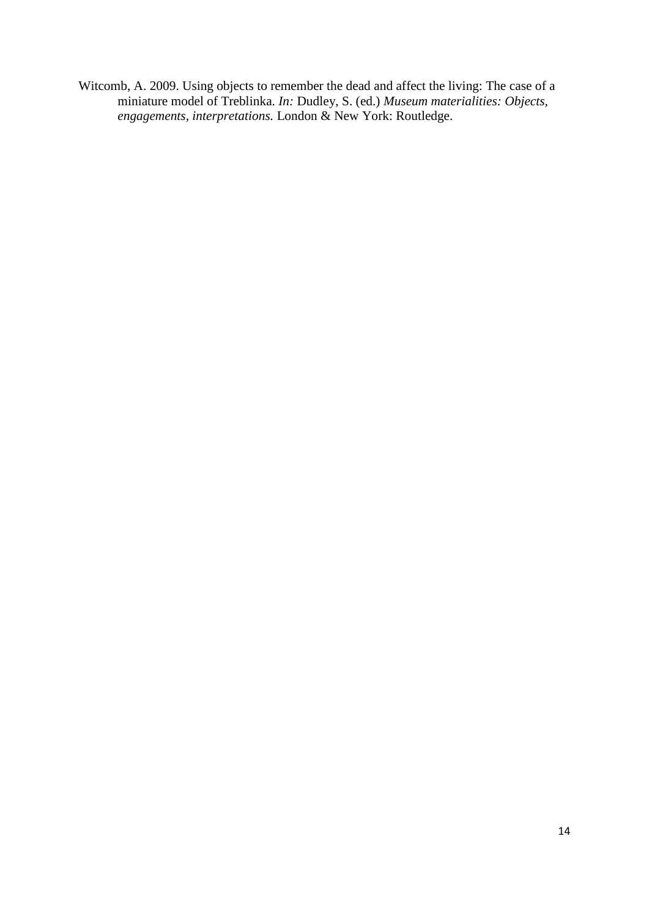Witcomb, A. 2009. Using objects to remember the dead and affect the living: The case of a miniature model of Treblinka. *In:* Dudley, S. (ed.) *Museum materialities: Objects, engagements, interpretations.* London & New York: Routledge.